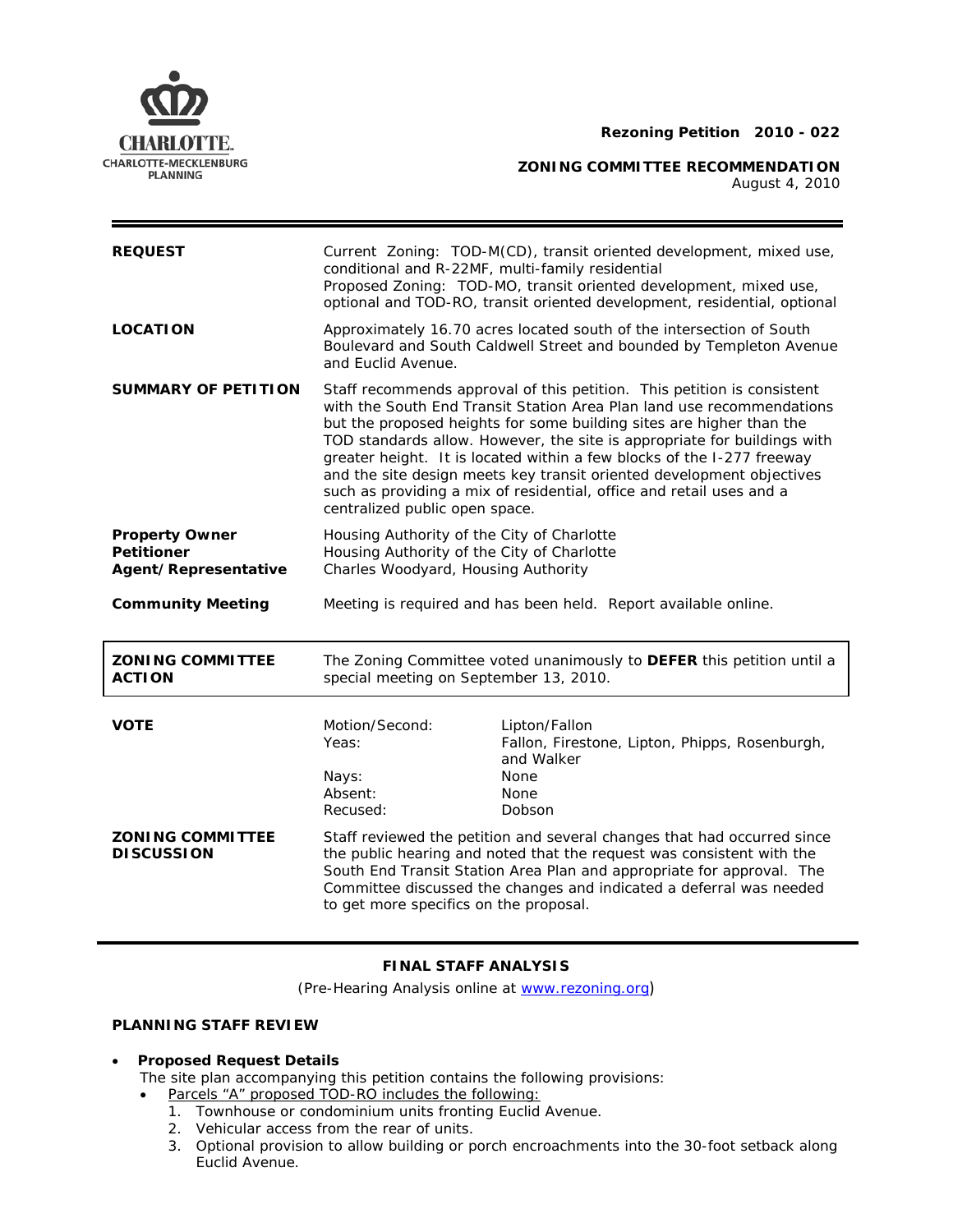**Rezoning Petition 2010 - 022**

**ZONING COMMITTEE RECOMMENDATION**
August 4, 2010

| | |
|---|---|
| **REQUEST** | Current Zoning: TOD-M(CD), transit oriented development, mixed use, conditional and R-22MF, multi-family residential<br>Proposed Zoning: TOD-MO, transit oriented development, mixed use, optional and TOD-RO, transit oriented development, residential, optional |
| **LOCATION** | Approximately 16.70 acres located south of the intersection of South Boulevard and South Caldwell Street and bounded by Templeton Avenue and Euclid Avenue. |
| **SUMMARY OF PETITION** | Staff recommends approval of this petition. This petition is consistent with the South End Transit Station Area Plan land use recommendations but the proposed heights for some building sites are higher than the TOD standards allow. However, the site is appropriate for buildings with greater height. It is located within a few blocks of the I-277 freeway and the site design meets key transit oriented development objectives such as providing a mix of residential, office and retail uses and a centralized public open space. |
| **Property Owner** | Housing Authority of the City of Charlotte |
| **Petitioner** | Housing Authority of the City of Charlotte |
| **Agent/Representative** | Charles Woodyard, Housing Authority |
| **Community Meeting** | Meeting is required and has been held. Report available online. |

| | |
|---|---|
| **ZONING COMMITTEE ACTION** | The Zoning Committee voted unanimously to **DEFER** this petition until a special meeting on September 13, 2010. |

| | | |
|---|---|---|
| **VOTE** | Motion/Second: | Lipton/Fallon |
| | Yeas: | Fallon, Firestone, Lipton, Phipps, Rosenburgh, and Walker |
| | Nays: | None |
| | Absent: | None |
| | Recused: | Dobson |

| | |
|---|---|
| **ZONING COMMITTEE DISCUSSION** | Staff reviewed the petition and several changes that had occurred since the public hearing and noted that the request was consistent with the South End Transit Station Area Plan and appropriate for approval. The Committee discussed the changes and indicated a deferral was needed to get more specifics on the proposal. |

## FINAL STAFF ANALYSIS

(Pre-Hearing Analysis online at www.rezoning.org)

### PLANNING STAFF REVIEW

- **Proposed Request Details**
  The site plan accompanying this petition contains the following provisions:
  - Parcels "A" proposed TOD-RO includes the following:
    1. Townhouse or condominium units fronting Euclid Avenue.
    2. Vehicular access from the rear of units.
    3. Optional provision to allow building or porch encroachments into the 30-foot setback along Euclid Avenue.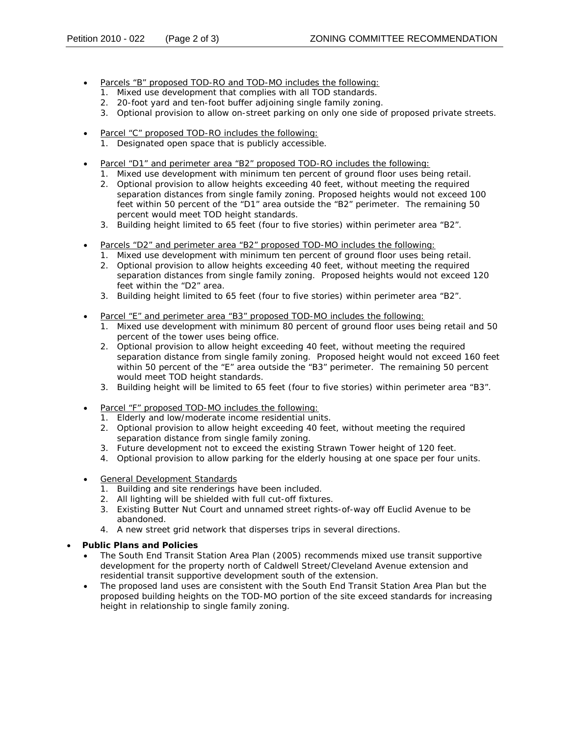- Parcels "B" proposed TOD-RO and TOD-MO includes the following:
    1. Mixed use development that complies with all TOD standards.
    2. 20-foot yard and ten-foot buffer adjoining single family zoning.
    3. Optional provision to allow on-street parking on only one side of proposed private streets.

- Parcel "C" proposed TOD-RO includes the following:
    1. Designated open space that is publicly accessible.

- Parcel "D1" and perimeter area "B2" proposed TOD-RO includes the following:
    1. Mixed use development with minimum ten percent of ground floor uses being retail.
    2. Optional provision to allow heights exceeding 40 feet, without meeting the required separation distances from single family zoning. Proposed heights would not exceed 100 feet within 50 percent of the "D1" area outside the "B2" perimeter. The remaining 50 percent would meet TOD height standards.
    3. Building height limited to 65 feet (four to five stories) within perimeter area "B2".

- Parcels "D2" and perimeter area "B2" proposed TOD-MO includes the following:
    1. Mixed use development with minimum ten percent of ground floor uses being retail.
    2. Optional provision to allow heights exceeding 40 feet, without meeting the required separation distances from single family zoning. Proposed heights would not exceed 120 feet within the "D2" area.
    3. Building height limited to 65 feet (four to five stories) within perimeter area "B2".

- Parcel "E" and perimeter area "B3" proposed TOD-MO includes the following:
    1. Mixed use development with minimum 80 percent of ground floor uses being retail and 50 percent of the tower uses being office.
    2. Optional provision to allow height exceeding 40 feet, without meeting the required separation distance from single family zoning. Proposed height would not exceed 160 feet within 50 percent of the "E" area outside the "B3" perimeter. The remaining 50 percent would meet TOD height standards.
    3. Building height will be limited to 65 feet (four to five stories) within perimeter area "B3".

- Parcel "F" proposed TOD-MO includes the following:
    1. Elderly and low/moderate income residential units.
    2. Optional provision to allow height exceeding 40 feet, without meeting the required separation distance from single family zoning.
    3. Future development not to exceed the existing Strawn Tower height of 120 feet.
    4. Optional provision to allow parking for the elderly housing at one space per four units.

- General Development Standards
    1. Building and site renderings have been included.
    2. All lighting will be shielded with full cut-off fixtures.
    3. Existing Butter Nut Court and unnamed street rights-of-way off Euclid Avenue to be abandoned.
    4. A new street grid network that disperses trips in several directions.

- **Public Plans and Policies**
    - The South End Transit Station Area Plan (2005) recommends mixed use transit supportive development for the property north of Caldwell Street/Cleveland Avenue extension and residential transit supportive development south of the extension.
    - The proposed land uses are consistent with the South End Transit Station Area Plan but the proposed building heights on the TOD-MO portion of the site exceed standards for increasing height in relationship to single family zoning.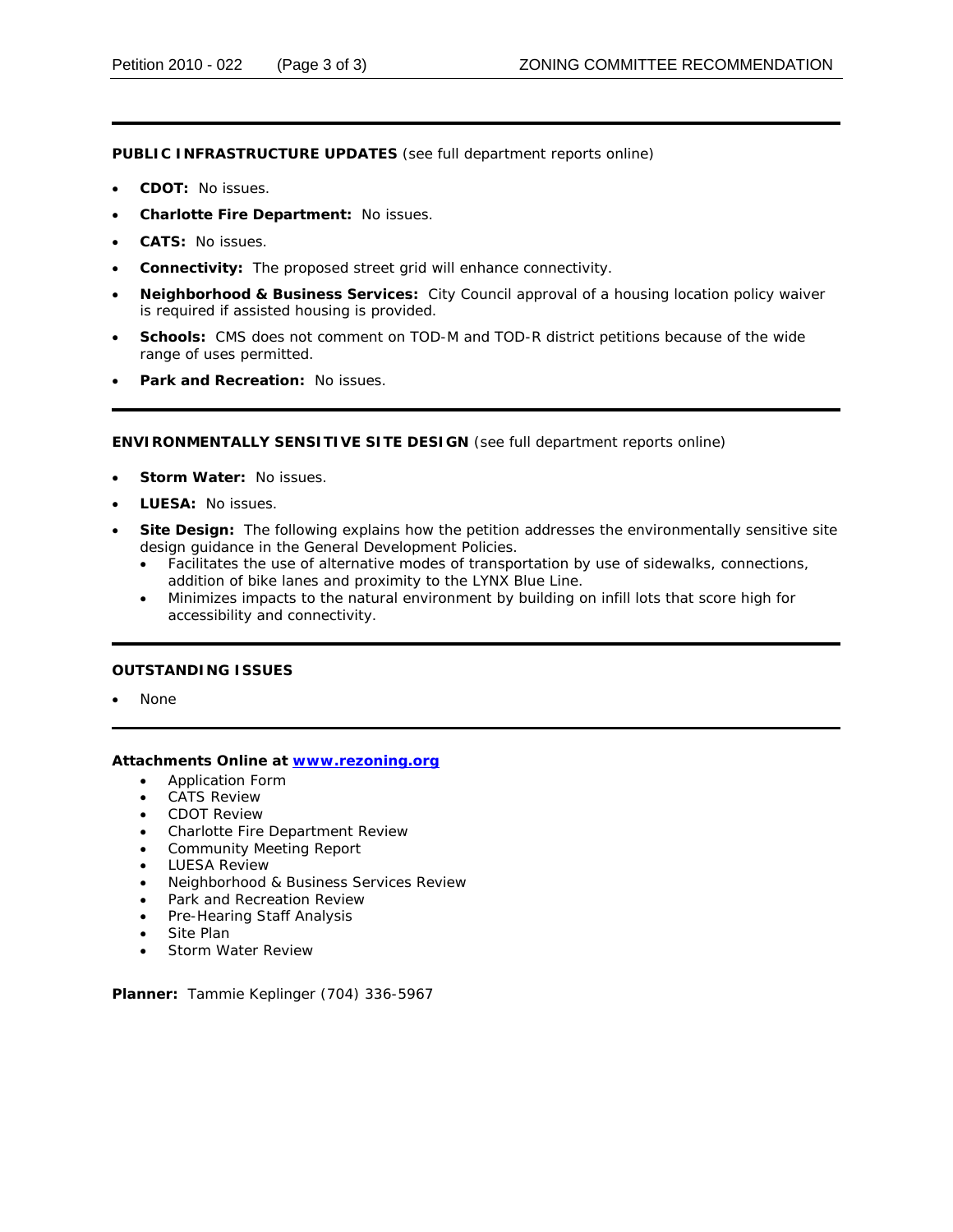**PUBLIC INFRASTRUCTURE UPDATES** (see full department reports online)

- **CDOT:** No issues.
- **Charlotte Fire Department:** No issues.
- **CATS:** No issues.
- **Connectivity:** The proposed street grid will enhance connectivity.
- **Neighborhood & Business Services:** City Council approval of a housing location policy waiver is required if assisted housing is provided.
- **Schools:** CMS does not comment on TOD-M and TOD-R district petitions because of the wide range of uses permitted.
- **Park and Recreation:** No issues.

**ENVIRONMENTALLY SENSITIVE SITE DESIGN** (see full department reports online)

- **Storm Water:** No issues.
- **LUESA:** No issues.
- **Site Design:** The following explains how the petition addresses the environmentally sensitive site design guidance in the General Development Policies.
  - Facilitates the use of alternative modes of transportation by use of sidewalks, connections, addition of bike lanes and proximity to the LYNX Blue Line.
  - Minimizes impacts to the natural environment by building on infill lots that score high for accessibility and connectivity.

**OUTSTANDING ISSUES**

- None

**Attachments Online at [www.rezoning.org](www.rezoning.org)**

- Application Form
- CATS Review
- CDOT Review
- Charlotte Fire Department Review
- Community Meeting Report
- LUESA Review
- Neighborhood & Business Services Review
- Park and Recreation Review
- Pre-Hearing Staff Analysis
- Site Plan
- Storm Water Review

**Planner:** Tammie Keplinger (704) 336-5967